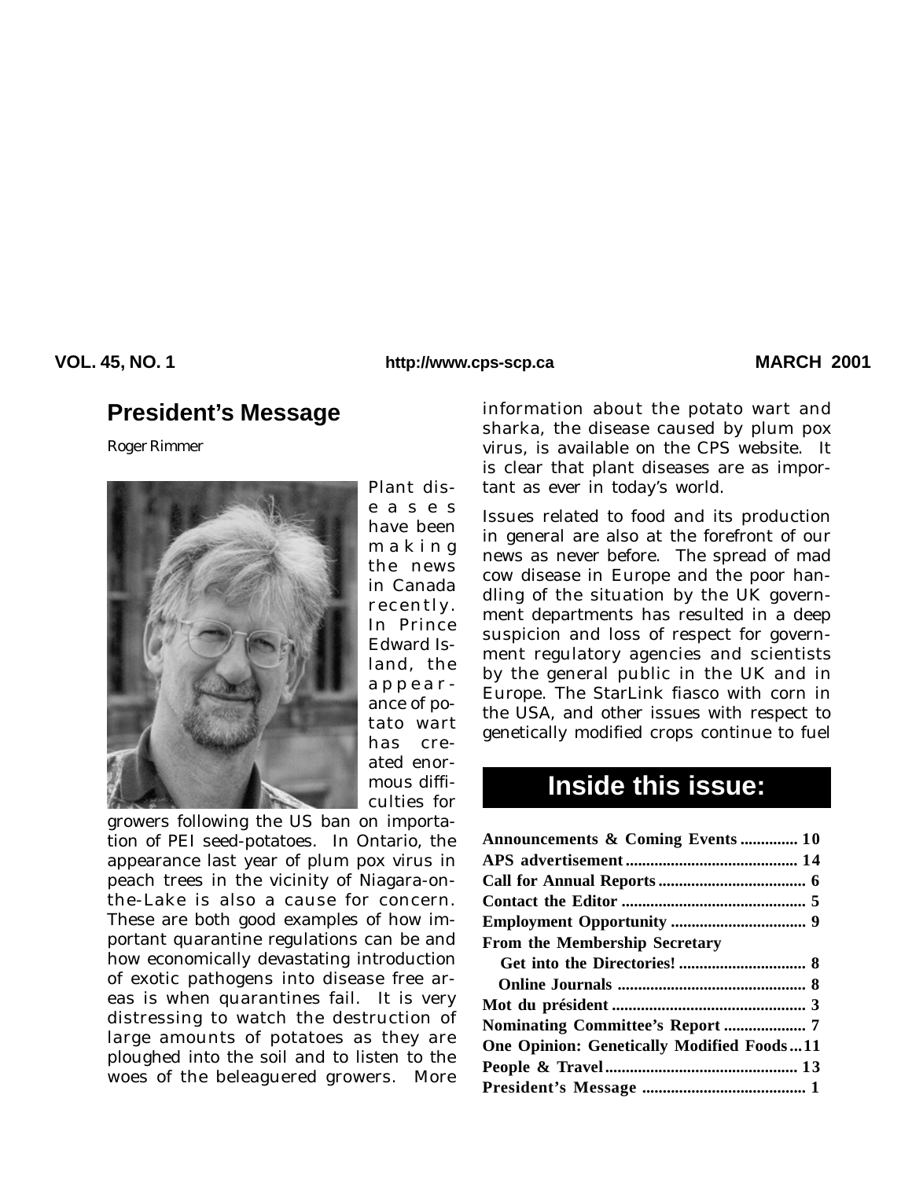VOL. 45, NO. 1 http://www.cps-scp.ca MARCH 2001

## President's Message

*Roger Rimmer*

Plant diseases have been making the news in Canada recently. In Prince Edward Island, the appearance of potato wart has created enormous difficulties for growers following the US ban on importation of PEI seed-potatoes. In Ontario, the appearance last year of plum pox virus in peach trees in the vicinity of Niagara-on-the-Lake is also a cause for concern. These are both good examples of how important quarantine regulations can be and how economically devastating introduction of exotic pathogens into disease free areas is when quarantines fail. It is very distressing to watch the destruction of large amounts of potatoes as they are ploughed into the soil and to listen to the woes of the beleaguered growers. More information about the potato wart and sharka, the disease caused by plum pox virus, is available on the CPS website. It is clear that plant diseases are as important as ever in today's world.

Issues related to food and its production in general are also at the forefront of our news as never before. The spread of mad cow disease in Europe and the poor handling of the situation by the UK government departments has resulted in a deep suspicion and loss of respect for government regulatory agencies and scientists by the general public in the UK and in Europe. The StarLink fiasco with corn in the USA, and other issues with respect to genetically modified crops continue to fuel

## Inside this issue:

| | |
|---|---|
| **Announcements & Coming Events** | **10** |
| **APS advertisement** | **14** |
| **Call for Annual Reports** | **6** |
| **Contact the Editor** | **5** |
| **Employment Opportunity** | **9** |
| **From the Membership Secretary** | |
| **Get into the Directories!** | **8** |
| **Online Journals** | **8** |
| **Mot du président** | **3** |
| **Nominating Committee's Report** | **7** |
| **One Opinion: Genetically Modified Foods** | **11** |
| **People & Travel** | **13** |
| **President's Message** | **1** |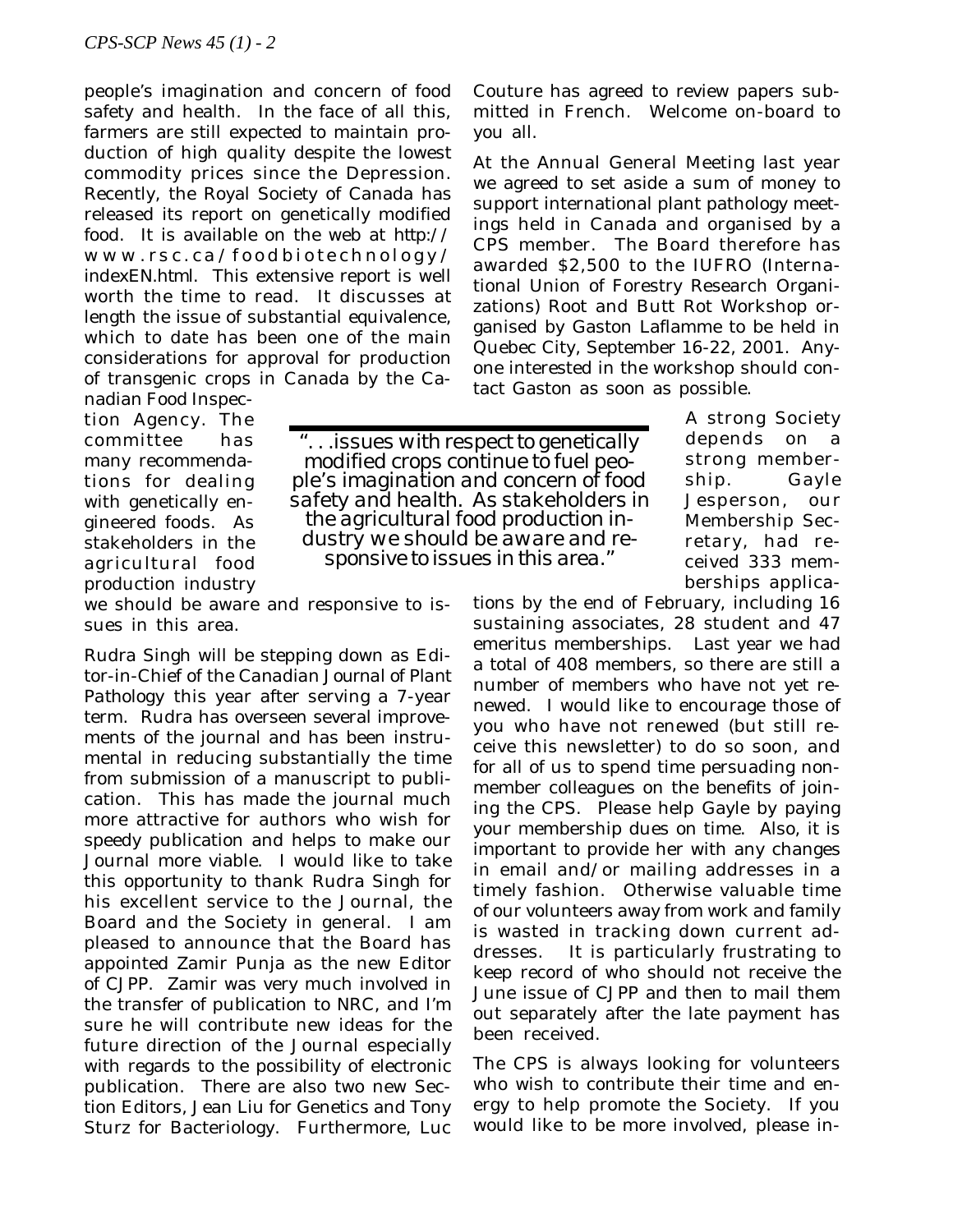people's imagination and concern of food safety and health. In the face of all this, farmers are still expected to maintain production of high quality despite the lowest commodity prices since the Depression. Recently, the Royal Society of Canada has released its report on genetically modified food. It is available on the web at http://www.rsc.ca/foodbiotechnology/indexEN.html. This extensive report is well worth the time to read. It discusses at length the issue of substantial equivalence, which to date has been one of the main considerations for approval for production of transgenic crops in Canada by the Canadian Food Inspection Agency. The committee has many recommendations for dealing with genetically engineered foods. As stakeholders in the agricultural food production industry we should be aware and responsive to issues in this area.

> "...issues with respect to genetically modified crops continue to fuel people's imagination and concern of food safety and health. As stakeholders in the agricultural food production industry we should be aware and responsive to issues in this area."

Rudra Singh will be stepping down as Editor-in-Chief of the Canadian Journal of Plant Pathology this year after serving a 7-year term. Rudra has overseen several improvements of the journal and has been instrumental in reducing substantially the time from submission of a manuscript to publication. This has made the journal much more attractive for authors who wish for speedy publication and helps to make our Journal more viable. I would like to take this opportunity to thank Rudra Singh for his excellent service to the Journal, the Board and the Society in general. I am pleased to announce that the Board has appointed Zamir Punja as the new Editor of CJPP. Zamir was very much involved in the transfer of publication to NRC, and I'm sure he will contribute new ideas for the future direction of the Journal especially with regards to the possibility of electronic publication. There are also two new Section Editors, Jean Liu for Genetics and Tony Sturz for Bacteriology. Furthermore, Luc Couture has agreed to review papers submitted in French. Welcome on-board to you all.

At the Annual General Meeting last year we agreed to set aside a sum of money to support international plant pathology meetings held in Canada and organised by a CPS member. The Board therefore has awarded $2,500 to the IUFRO (International Union of Forestry Research Organizations) Root and Butt Rot Workshop organised by Gaston Laflamme to be held in Quebec City, September 16-22, 2001. Anyone interested in the workshop should contact Gaston as soon as possible.

A strong Society depends on a strong membership. Gayle Jesperson, our Membership Secretary, had received 333 memberships applications by the end of February, including 16 sustaining associates, 28 student and 47 emeritus memberships. Last year we had a total of 408 members, so there are still a number of members who have not yet renewed. I would like to encourage those of you who have not renewed (but still receive this newsletter) to do so soon, and for all of us to spend time persuading nonmember colleagues on the benefits of joining the CPS. Please help Gayle by paying your membership dues on time. Also, it is important to provide her with any changes in email and/or mailing addresses in a timely fashion. Otherwise valuable time of our volunteers away from work and family is wasted in tracking down current addresses. It is particularly frustrating to keep record of who should not receive the June issue of CJPP and then to mail them out separately after the late payment has been received.

The CPS is always looking for volunteers who wish to contribute their time and energy to help promote the Society. If you would like to be more involved, please in-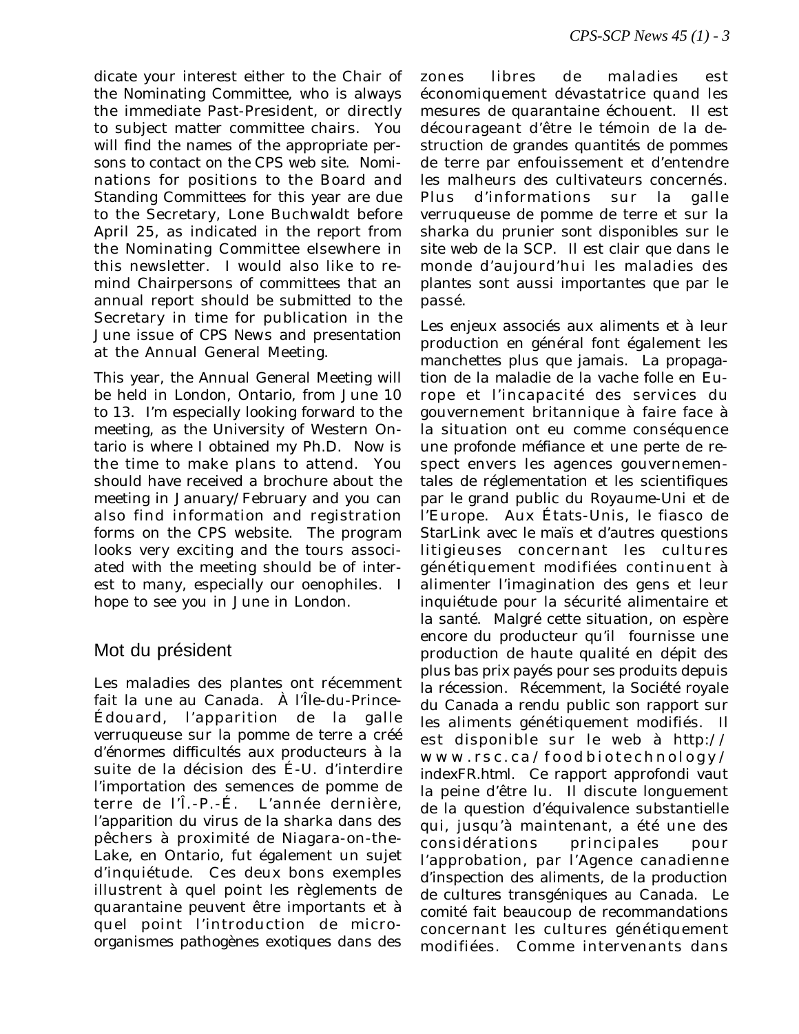dicate your interest either to the Chair of the Nominating Committee, who is always the immediate Past-President, or directly to subject matter committee chairs. You will find the names of the appropriate persons to contact on the CPS web site. Nominations for positions to the Board and Standing Committees for this year are due to the Secretary, Lone Buchwaldt before April 25, as indicated in the report from the Nominating Committee elsewhere in this newsletter. I would also like to remind Chairpersons of committees that an annual report should be submitted to the Secretary in time for publication in the June issue of CPS News and presentation at the Annual General Meeting.

This year, the Annual General Meeting will be held in London, Ontario, from June 10 to 13. I'm especially looking forward to the meeting, as the University of Western Ontario is where I obtained my Ph.D. Now is the time to make plans to attend. You should have received a brochure about the meeting in January/February and you can also find information and registration forms on the CPS website. The program looks very exciting and the tours associated with the meeting should be of interest to many, especially our oenophiles. I hope to see you in June in London.

## Mot du président

Les maladies des plantes ont récemment fait la une au Canada. À l'Île-du-Prince-Édouard, l'apparition de la galle verruqueuse sur la pomme de terre a créé d'énormes difficultés aux producteurs à la suite de la décision des É-U. d'interdire l'importation des semences de pomme de terre de l'Î.-P.-É. L'année dernière, l'apparition du virus de la sharka dans des pêchers à proximité de Niagara-on-the-Lake, en Ontario, fut également un sujet d'inquiétude. Ces deux bons exemples illustrent à quel point les règlements de quarantaine peuvent être importants et à quel point l'introduction de micro-organismes pathogènes exotiques dans des zones libres de maladies est économiquement dévastatrice quand les mesures de quarantaine échouent. Il est décourageant d'être le témoin de la destruction de grandes quantités de pommes de terre par enfouissement et d'entendre les malheurs des cultivateurs concernés. Plus d'informations sur la galle verruqueuse de pomme de terre et sur la sharka du prunier sont disponibles sur le site web de la SCP. Il est clair que dans le monde d'aujourd'hui les maladies des plantes sont aussi importantes que par le passé.

Les enjeux associés aux aliments et à leur production en général font également les manchettes plus que jamais. La propagation de la maladie de la vache folle en Europe et l'incapacité des services du gouvernement britannique à faire face à la situation ont eu comme conséquence une profonde méfiance et une perte de respect envers les agences gouvernementales de réglementation et les scientifiques par le grand public du Royaume-Uni et de l'Europe. Aux États-Unis, le fiasco de StarLink avec le maïs et d'autres questions litigieuses concernant les cultures génétiquement modifiées continuent à alimenter l'imagination des gens et leur inquiétude pour la sécurité alimentaire et la santé. Malgré cette situation, on espère encore du producteur qu'il fournisse une production de haute qualité en dépit des plus bas prix payés pour ses produits depuis la récession. Récemment, la Société royale du Canada a rendu public son rapport sur les aliments génétiquement modifiés. Il est disponible sur le web à http://www.rsc.ca/foodbiotechnology/indexFR.html. Ce rapport approfondi vaut la peine d'être lu. Il discute longuement de la question d'équivalence substantielle qui, jusqu'à maintenant, a été une des considérations principales pour l'approbation, par l'Agence canadienne d'inspection des aliments, de la production de cultures transgéniques au Canada. Le comité fait beaucoup de recommandations concernant les cultures génétiquement modifiées. Comme intervenants dans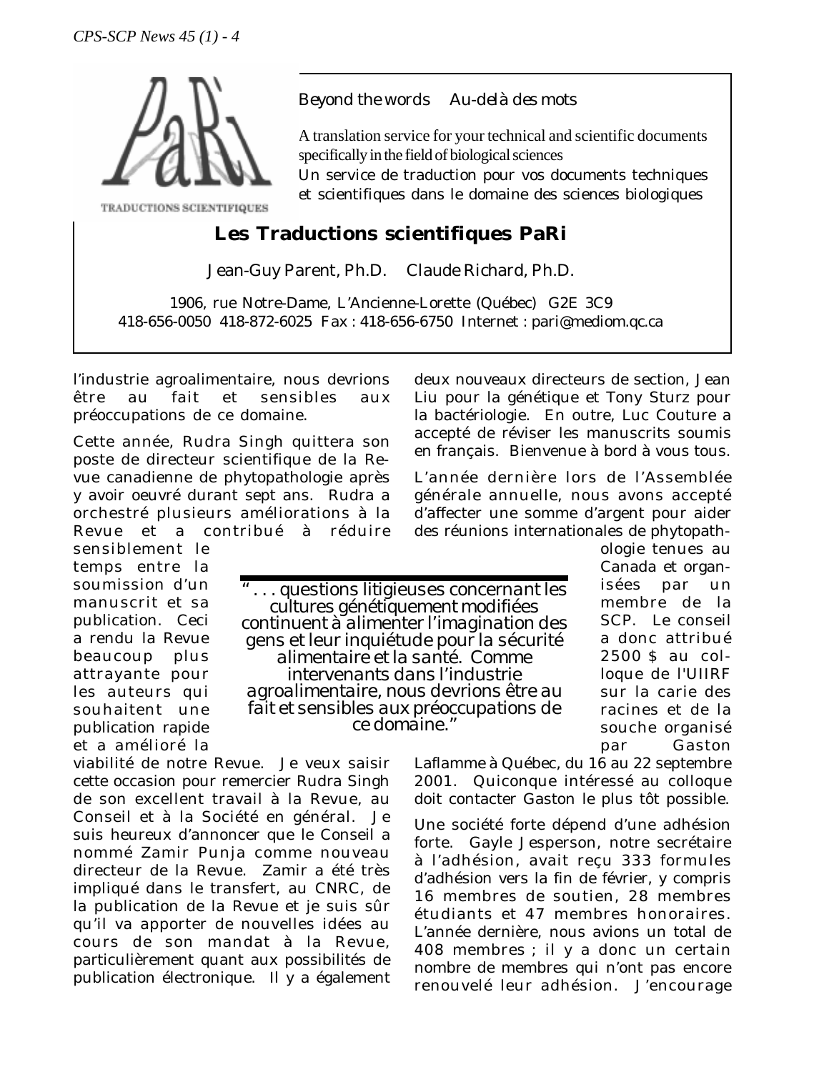Beyond the words    Au-delà des mots

A translation service for your technical and scientific documents specifically in the field of biological sciences
Un service de traduction pour vos documents techniques et scientifiques dans le domaine des sciences biologiques

TRADUCTIONS SCIENTIFIQUES

## Les Traductions scientifiques PaRi

Jean-Guy Parent, Ph.D.    Claude Richard, Ph.D.

1906, rue Notre-Dame, L'Ancienne-Lorette (Québec) G2E 3C9
418-656-0050 418-872-6025 Fax : 418-656-6750 Internet : pari@mediom.qc.ca

---

l'industrie agroalimentaire, nous devrions être au fait et sensibles aux préoccupations de ce domaine.

Cette année, Rudra Singh quittera son poste de directeur scientifique de la Revue canadienne de phytopathologie après y avoir oeuvré durant sept ans. Rudra a orchestré plusieurs améliorations à la Revue et a contribué à réduire sensiblement le temps entre la soumission d'un manuscrit et sa publication. Ceci a rendu la Revue beaucoup plus attrayante pour les auteurs qui souhaitent une publication rapide et a amélioré la viabilité de notre Revue. Je veux saisir cette occasion pour remercier Rudra Singh de son excellent travail à la Revue, au Conseil et à la Société en général. Je suis heureux d'annoncer que le Conseil a nommé Zamir Punja comme nouveau directeur de la Revue. Zamir a été très impliqué dans le transfert, au CNRC, de la publication de la Revue et je suis sûr qu'il va apporter de nouvelles idées au cours de son mandat à la Revue, particulièrement quant aux possibilités de publication électronique. Il y a également deux nouveaux directeurs de section, Jean Liu pour la génétique et Tony Sturz pour la bactériologie. En outre, Luc Couture a accepté de réviser les manuscrits soumis en français. Bienvenue à bord à vous tous.

> "... questions litigieuses concernant les cultures génétiquement modifiées continuent à alimenter l'imagination des gens et leur inquiétude pour la sécurité alimentaire et la santé. Comme intervenants dans l'industrie agroalimentaire, nous devrions être au fait et sensibles aux préoccupations de ce domaine."

L'année dernière lors de l'Assemblée générale annuelle, nous avons accepté d'affecter une somme d'argent pour aider des réunions internationales de phytopathologie tenues au Canada et organisées par un membre de la SCP. Le conseil a donc attribué 2500 $ au colloque de l'UIIRF sur la carie des racines et de la souche organisé par Gaston Laflamme à Québec, du 16 au 22 septembre 2001. Quiconque intéressé au colloque doit contacter Gaston le plus tôt possible.

Une société forte dépend d'une adhésion forte. Gayle Jesperson, notre secrétaire à l'adhésion, avait reçu 333 formules d'adhésion vers la fin de février, y compris 16 membres de soutien, 28 membres étudiants et 47 membres honoraires. L'année dernière, nous avions un total de 408 membres ; il y a donc un certain nombre de membres qui n'ont pas encore renouvelé leur adhésion. J'encourage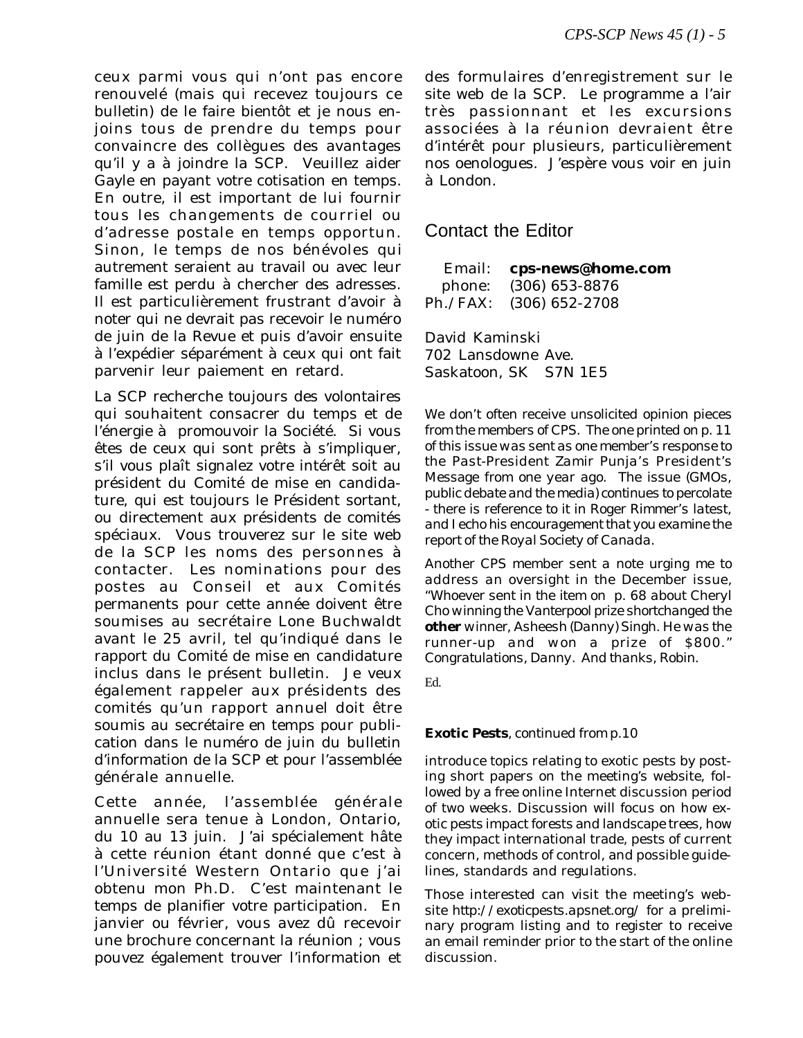ceux parmi vous qui n'ont pas encore renouvelé (mais qui recevez toujours ce bulletin) de le faire bientôt et je nous enjoins tous de prendre du temps pour convaincre des collègues des avantages qu'il y a à joindre la SCP. Veuillez aider Gayle en payant votre cotisation en temps. En outre, il est important de lui fournir tous les changements de courriel ou d'adresse postale en temps opportun. Sinon, le temps de nos bénévoles qui autrement seraient au travail ou avec leur famille est perdu à chercher des adresses. Il est particulièrement frustrant d'avoir à noter qui ne devrait pas recevoir le numéro de juin de la Revue et puis d'avoir ensuite à l'expédier séparément à ceux qui ont fait parvenir leur paiement en retard.

La SCP recherche toujours des volontaires qui souhaitent consacrer du temps et de l'énergie à promouvoir la Société. Si vous êtes de ceux qui sont prêts à s'impliquer, s'il vous plaît signalez votre intérêt soit au président du Comité de mise en candidature, qui est toujours le Président sortant, ou directement aux présidents de comités spéciaux. Vous trouverez sur le site web de la SCP les noms des personnes à contacter. Les nominations pour des postes au Conseil et aux Comités permanents pour cette année doivent être soumises au secrétaire Lone Buchwaldt avant le 25 avril, tel qu'indiqué dans le rapport du Comité de mise en candidature inclus dans le présent bulletin. Je veux également rappeler aux présidents des comités qu'un rapport annuel doit être soumis au secrétaire en temps pour publication dans le numéro de juin du bulletin d'information de la SCP et pour l'assemblée générale annuelle.

Cette année, l'assemblée générale annuelle sera tenue à London, Ontario, du 10 au 13 juin. J'ai spécialement hâte à cette réunion étant donné que c'est à l'Université Western Ontario que j'ai obtenu mon Ph.D. C'est maintenant le temps de planifier votre participation. En janvier ou février, vous avez dû recevoir une brochure concernant la réunion ; vous pouvez également trouver l'information et des formulaires d'enregistrement sur le site web de la SCP. Le programme a l'air très passionnant et les excursions associées à la réunion devraient être d'intérêt pour plusieurs, particulièrement nos oenologues. J'espère vous voir en juin à London.

## Contact the Editor

Email: **cps-news@home.com**
phone: (306) 653-8876
Ph./FAX: (306) 652-2708

David Kaminski
702 Lansdowne Ave.
Saskatoon, SK S7N 1E5

We don't often receive unsolicited opinion pieces from the members of CPS. The one printed on p. 11 of this issue was sent as one member's response to the Past-President Zamir Punja's President's Message from one year ago. The issue (GMOs, public debate and the media) continues to percolate - there is reference to it in Roger Rimmer's latest, and I echo his encouragement that you examine the report of the Royal Society of Canada.

Another CPS member sent a note urging me to address an oversight in the December issue, "Whoever sent in the item on p. 68 about Cheryl Cho winning the Vanterpool prize shortchanged the **other** winner, Asheesh (Danny) Singh. He was the runner-up and won a prize of $800." Congratulations, Danny. And thanks, Robin.

Ed.

**Exotic Pests**, continued from p.10

introduce topics relating to exotic pests by posting short papers on the meeting's website, followed by a free online Internet discussion period of two weeks. Discussion will focus on how exotic pests impact forests and landscape trees, how they impact international trade, pests of current concern, methods of control, and possible guidelines, standards and regulations.

Those interested can visit the meeting's website http://exoticpests.apsnet.org/ for a preliminary program listing and to register to receive an email reminder prior to the start of the online discussion.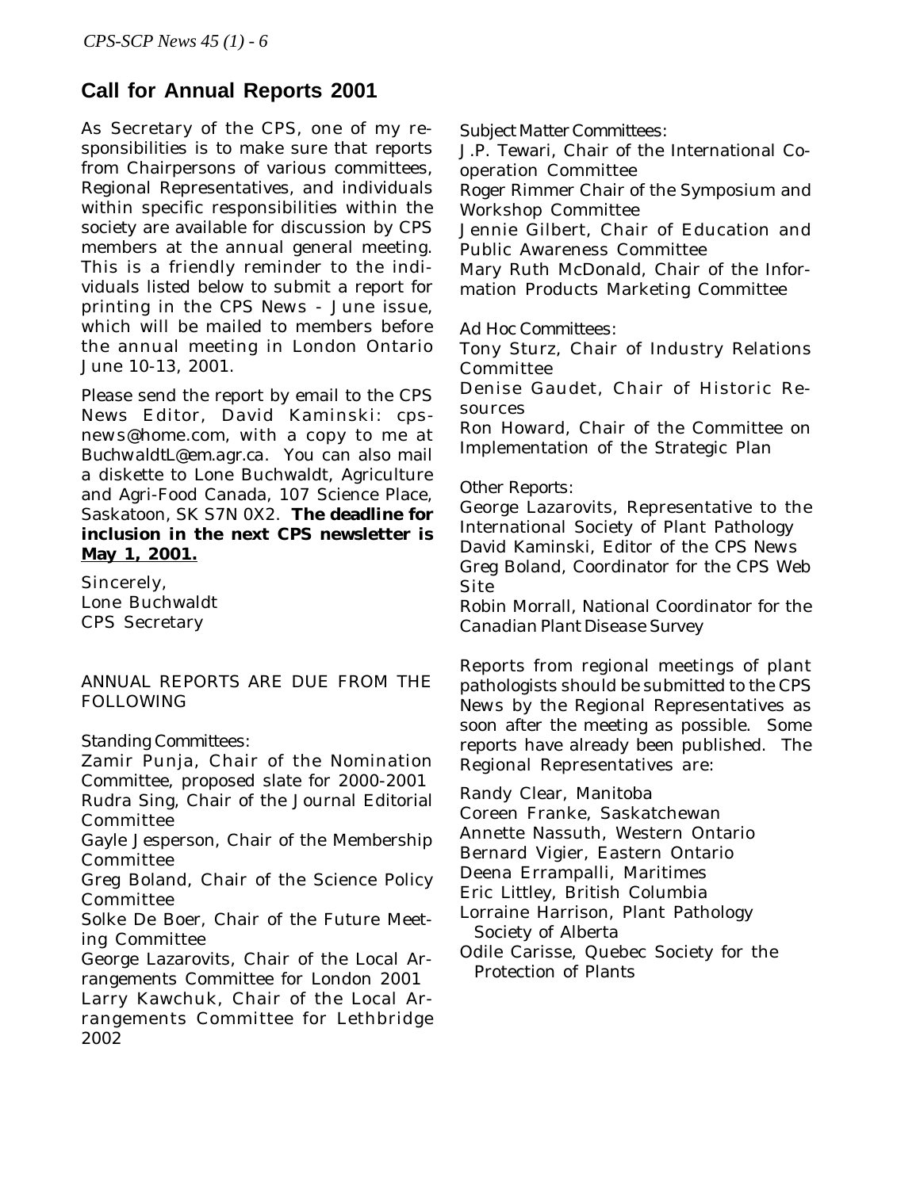## Call for Annual Reports 2001

As Secretary of the CPS, one of my responsibilities is to make sure that reports from Chairpersons of various committees, Regional Representatives, and individuals within specific responsibilities within the society are available for discussion by CPS members at the annual general meeting. This is a friendly reminder to the individuals listed below to submit a report for printing in the CPS News - June issue, which will be mailed to members before the annual meeting in London Ontario June 10-13, 2001.

Please send the report by email to the CPS News Editor, David Kaminski: cps-news@home.com, with a copy to me at BuchwaldtL@em.agr.ca. You can also mail a diskette to Lone Buchwaldt, Agriculture and Agri-Food Canada, 107 Science Place, Saskatoon, SK S7N 0X2. **The deadline for inclusion in the next CPS newsletter is <u>May 1, 2001.</u>**

Sincerely,
Lone Buchwaldt
CPS Secretary

ANNUAL REPORTS ARE DUE FROM THE FOLLOWING

Standing Committees:

Zamir Punja, Chair of the Nomination Committee, proposed slate for 2000-2001
Rudra Sing, Chair of the Journal Editorial Committee
Gayle Jesperson, Chair of the Membership Committee
Greg Boland, Chair of the Science Policy Committee
Solke De Boer, Chair of the Future Meeting Committee
George Lazarovits, Chair of the Local Arrangements Committee for London 2001
Larry Kawchuk, Chair of the Local Arrangements Committee for Lethbridge 2002

Subject Matter Committees:

J.P. Tewari, Chair of the International Cooperation Committee
Roger Rimmer Chair of the Symposium and Workshop Committee
Jennie Gilbert, Chair of Education and Public Awareness Committee
Mary Ruth McDonald, Chair of the Information Products Marketing Committee

Ad Hoc Committees:

Tony Sturz, Chair of Industry Relations Committee
Denise Gaudet, Chair of Historic Resources
Ron Howard, Chair of the Committee on Implementation of the Strategic Plan

Other Reports:

George Lazarovits, Representative to the International Society of Plant Pathology
David Kaminski, Editor of the CPS News
Greg Boland, Coordinator for the CPS Web Site
Robin Morrall, National Coordinator for the Canadian Plant Disease Survey

Reports from regional meetings of plant pathologists should be submitted to the CPS News by the Regional Representatives as soon after the meeting as possible. Some reports have already been published. The Regional Representatives are:

Randy Clear, Manitoba
Coreen Franke, Saskatchewan
Annette Nassuth, Western Ontario
Bernard Vigier, Eastern Ontario
Deena Errampalli, Maritimes
Eric Littley, British Columbia
Lorraine Harrison, Plant Pathology Society of Alberta
Odile Carisse, Quebec Society for the Protection of Plants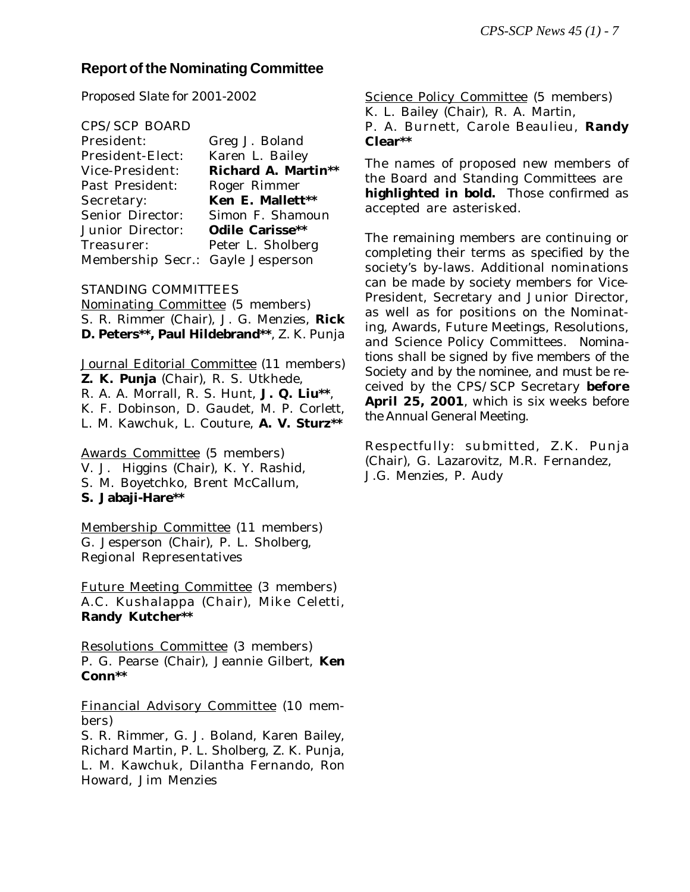## Report of the Nominating Committee

Proposed Slate for 2001-2002

CPS/SCP BOARD

| | |
|---|---|
| President: | Greg J. Boland |
| President-Elect: | Karen L. Bailey |
| Vice-President: | **Richard A. Martin**** |
| Past President: | Roger Rimmer |
| Secretary: | **Ken E. Mallett**** |
| Senior Director: | Simon F. Shamoun |
| Junior Director: | **Odile Carisse**** |
| Treasurer: | Peter L. Sholberg |
| Membership Secr.: | Gayle Jesperson |

STANDING COMMITTEES

Nominating Committee (5 members)
S. R. Rimmer (Chair), J. G. Menzies, **Rick D. Peters**, Paul Hildebrand****, Z. K. Punja

Journal Editorial Committee (11 members)
**Z. K. Punja** (Chair), R. S. Utkhede, R. A. A. Morrall, R. S. Hunt, **J. Q. Liu****, K. F. Dobinson, D. Gaudet, M. P. Corlett, L. M. Kawchuk, L. Couture, **A. V. Sturz****

Awards Committee (5 members)
V. J. Higgins (Chair), K. Y. Rashid, S. M. Boyetchko, Brent McCallum, **S. Jabaji-Hare****

Membership Committee (11 members)
G. Jesperson (Chair), P. L. Sholberg, Regional Representatives

Future Meeting Committee (3 members)
A.C. Kushalappa (Chair), Mike Celetti, **Randy Kutcher****

Resolutions Committee (3 members)
P. G. Pearse (Chair), Jeannie Gilbert, **Ken Conn****

Financial Advisory Committee (10 members)
S. R. Rimmer, G. J. Boland, Karen Bailey, Richard Martin, P. L. Sholberg, Z. K. Punja, L. M. Kawchuk, Dilantha Fernando, Ron Howard, Jim Menzies

Science Policy Committee (5 members)
K. L. Bailey (Chair), R. A. Martin, P. A. Burnett, Carole Beaulieu, **Randy Clear****

The names of proposed new members of the Board and Standing Committees are **highlighted in bold.** Those confirmed as accepted are asterisked.

The remaining members are continuing or completing their terms as specified by the society's by-laws. Additional nominations can be made by society members for Vice-President, Secretary and Junior Director, as well as for positions on the Nominating, Awards, Future Meetings, Resolutions, and Science Policy Committees. Nominations shall be signed by five members of the Society and by the nominee, and must be received by the CPS/SCP Secretary **before April 25, 2001**, which is six weeks before the Annual General Meeting.

Respectfully: submitted, Z.K. Punja (Chair), G. Lazarovitz, M.R. Fernandez, J.G. Menzies, P. Audy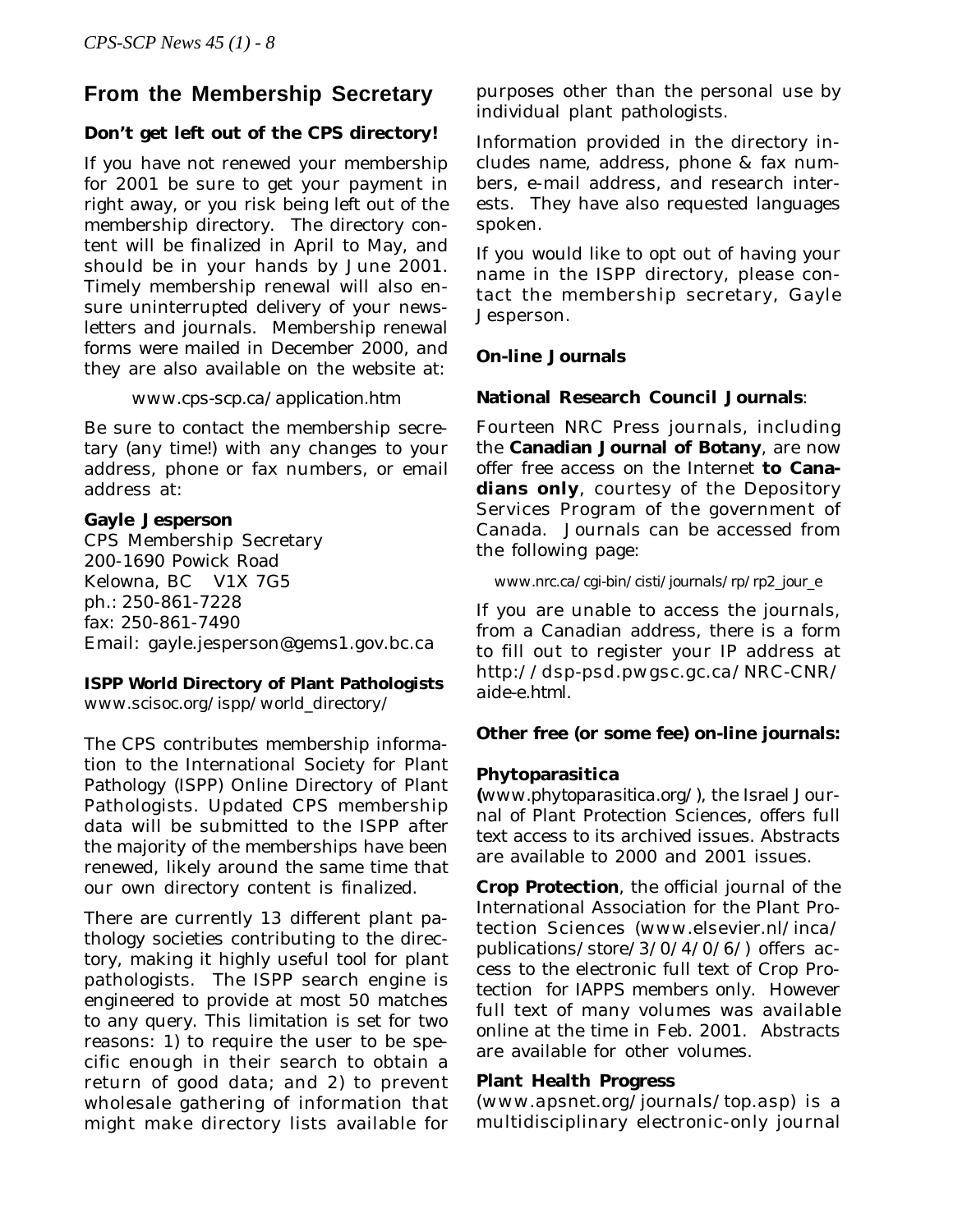## From the Membership Secretary

### Don't get left out of the CPS directory!

If you have not renewed your membership for 2001 be sure to get your payment in right away, or you risk being left out of the membership directory. The directory content will be finalized in April to May, and should be in your hands by June 2001. Timely membership renewal will also ensure uninterrupted delivery of your newsletters and journals. Membership renewal forms were mailed in December 2000, and they are also available on the website at:

www.cps-scp.ca/application.htm

Be sure to contact the membership secretary (any time!) with any changes to your address, phone or fax numbers, or email address at:

**Gayle Jesperson**
CPS Membership Secretary
200-1690 Powick Road
Kelowna, BC V1X 7G5
ph.: 250-861-7228
fax: 250-861-7490
Email: gayle.jesperson@gems1.gov.bc.ca

**ISPP World Directory of Plant Pathologists**
www.scisoc.org/ispp/world_directory/

The CPS contributes membership information to the International Society for Plant Pathology (ISPP) Online Directory of Plant Pathologists. Updated CPS membership data will be submitted to the ISPP after the majority of the memberships have been renewed, likely around the same time that our own directory content is finalized.

There are currently 13 different plant pathology societies contributing to the directory, making it highly useful tool for plant pathologists. The ISPP search engine is engineered to provide at most 50 matches to any query. This limitation is set for two reasons: 1) to require the user to be specific enough in their search to obtain a return of good data; and 2) to prevent wholesale gathering of information that might make directory lists available for purposes other than the personal use by individual plant pathologists.

Information provided in the directory includes name, address, phone & fax numbers, e-mail address, and research interests. They have also requested languages spoken.

If you would like to opt out of having your name in the ISPP directory, please contact the membership secretary, Gayle Jesperson.

### On-line Journals

**National Research Council Journals**:

Fourteen NRC Press journals, including the **Canadian Journal of Botany**, are now offer free access on the Internet **to Canadians only**, courtesy of the Depository Services Program of the government of Canada. Journals can be accessed from the following page:

www.nrc.ca/cgi-bin/cisti/journals/rp/rp2_jour_e

If you are unable to access the journals, from a Canadian address, there is a form to fill out to register your IP address at http://dsp-psd.pwgsc.gc.ca/NRC-CNR/aide-e.html.

**Other free (or some fee) on-line journals:**

**Phytoparasitica**
**(**www.phytoparasitica.org/), the Israel Journal of Plant Protection Sciences, offers full text access to its archived issues. Abstracts are available to 2000 and 2001 issues.

**Crop Protection**, the official journal of the International Association for the Plant Protection Sciences (www.elsevier.nl/inca/publications/store/3/0/4/0/6/) offers access to the electronic full text of Crop Protection for IAPPS members only. However full text of many volumes was available online at the time in Feb. 2001. Abstracts are available for other volumes.

**Plant Health Progress**
(www.apsnet.org/journals/top.asp) is a multidisciplinary electronic-only journal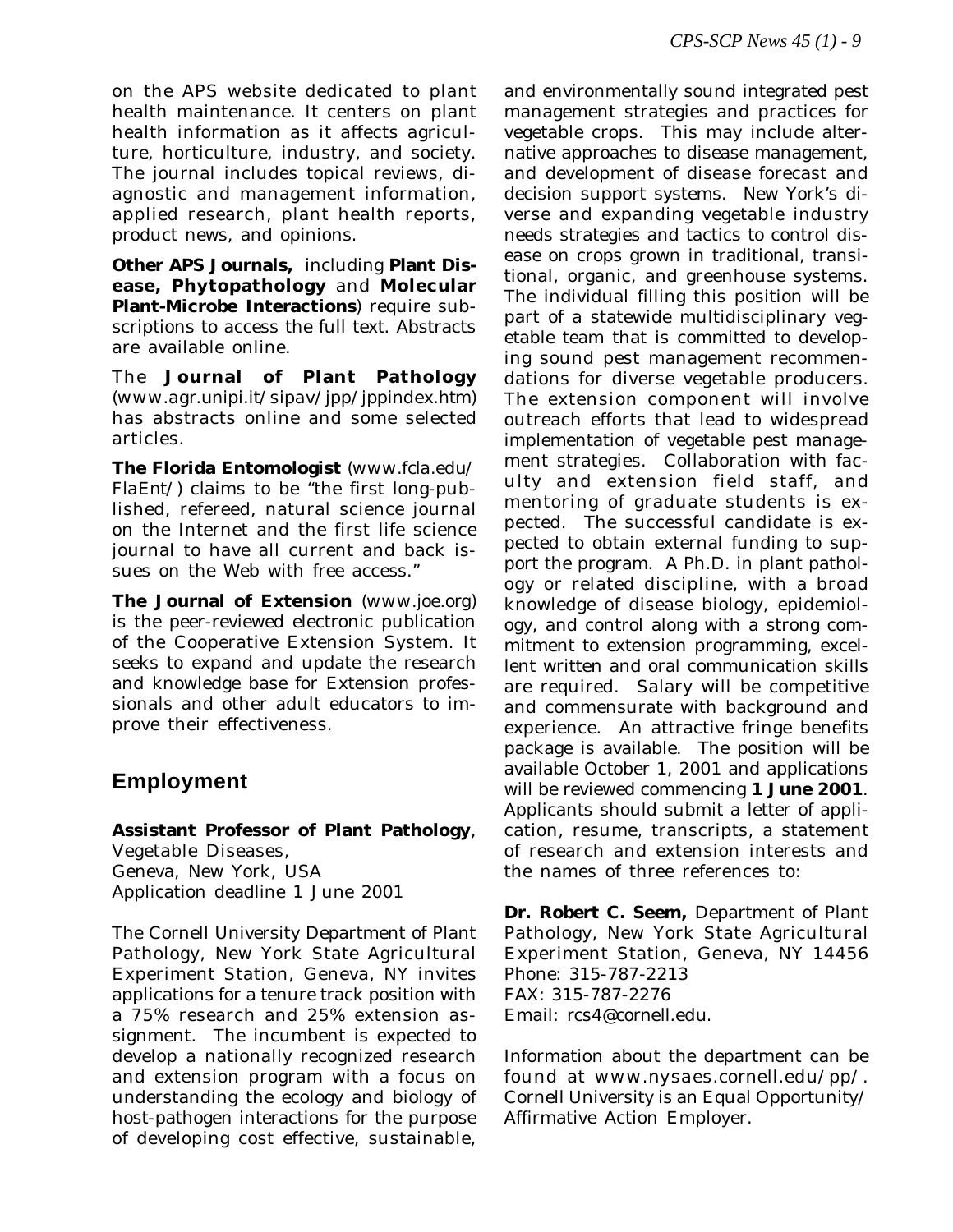on the APS website dedicated to plant health maintenance. It centers on plant health information as it affects agriculture, horticulture, industry, and society. The journal includes topical reviews, diagnostic and management information, applied research, plant health reports, product news, and opinions.

**Other APS Journals,** including **Plant Disease, Phytopathology** and **Molecular Plant-Microbe Interactions**) require subscriptions to access the full text. Abstracts are available online.

The **Journal of Plant Pathology** (www.agr.unipi.it/sipav/jpp/jppindex.htm) has abstracts online and some selected articles.

**The Florida Entomologist** (www.fcla.edu/FlaEnt/) claims to be "the first long-published, refereed, natural science journal on the Internet and the first life science journal to have all current and back issues on the Web with free access."

**The Journal of Extension** (www.joe.org) is the peer-reviewed electronic publication of the Cooperative Extension System. It seeks to expand and update the research and knowledge base for Extension professionals and other adult educators to improve their effectiveness.

## Employment

**Assistant Professor of Plant Pathology**,
Vegetable Diseases,
Geneva, New York, USA
Application deadline 1 June 2001

The Cornell University Department of Plant Pathology, New York State Agricultural Experiment Station, Geneva, NY invites applications for a tenure track position with a 75% research and 25% extension assignment. The incumbent is expected to develop a nationally recognized research and extension program with a focus on understanding the ecology and biology of host-pathogen interactions for the purpose of developing cost effective, sustainable, and environmentally sound integrated pest management strategies and practices for vegetable crops. This may include alternative approaches to disease management, and development of disease forecast and decision support systems. New York's diverse and expanding vegetable industry needs strategies and tactics to control disease on crops grown in traditional, transitional, organic, and greenhouse systems. The individual filling this position will be part of a statewide multidisciplinary vegetable team that is committed to developing sound pest management recommendations for diverse vegetable producers. The extension component will involve outreach efforts that lead to widespread implementation of vegetable pest management strategies. Collaboration with faculty and extension field staff, and mentoring of graduate students is expected. The successful candidate is expected to obtain external funding to support the program. A Ph.D. in plant pathology or related discipline, with a broad knowledge of disease biology, epidemiology, and control along with a strong commitment to extension programming, excellent written and oral communication skills are required. Salary will be competitive and commensurate with background and experience. An attractive fringe benefits package is available. The position will be available October 1, 2001 and applications will be reviewed commencing **1 June 2001**. Applicants should submit a letter of application, resume, transcripts, a statement of research and extension interests and the names of three references to:

**Dr. Robert C. Seem,** Department of Plant Pathology, New York State Agricultural Experiment Station, Geneva, NY 14456
Phone: 315-787-2213
FAX: 315-787-2276
Email: rcs4@cornell.edu.

Information about the department can be found at www.nysaes.cornell.edu/pp/. Cornell University is an Equal Opportunity/Affirmative Action Employer.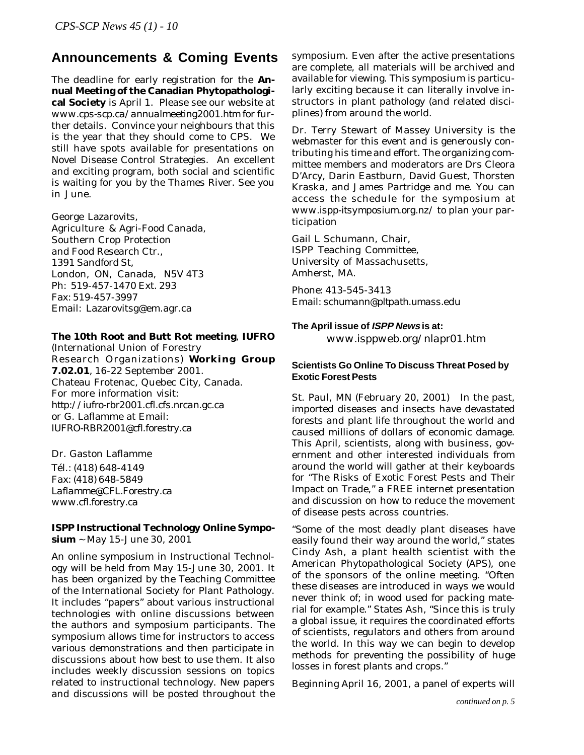## Announcements & Coming Events

The deadline for early registration for the **Annual Meeting of the Canadian Phytopathological Society** is April 1. Please see our website at www.cps-scp.ca/annualmeeting2001.htm for further details. Convince your neighbours that this is the year that they should come to CPS. We still have spots available for presentations on Novel Disease Control Strategies. An excellent and exciting program, both social and scientific is waiting for you by the Thames River. See you in June.

George Lazarovits,
Agriculture & Agri-Food Canada,
Southern Crop Protection
and Food Research Ctr.,
1391 Sandford St,
London, ON, Canada, N5V 4T3
Ph: 519-457-1470 Ext. 293
Fax: 519-457-3997
Email: Lazarovitsg@em.agr.ca

**The 10th Root and Butt Rot meeting**, **IUFRO** (International Union of Forestry Research Organizations) **Working Group 7.02.01**, 16-22 September 2001.
Chateau Frotenac, Quebec City, Canada.
For more information visit:
http://iufro-rbr2001.cfl.cfs.nrcan.gc.ca
or G. Laflamme at Email:
IUFRO-RBR2001@cfl.forestry.ca

Dr. Gaston Laflamme
Tél.: (418) 648-4149
Fax: (418) 648-5849
Laflamme@CFL.Forestry.ca
www.cfl.forestry.ca

**ISPP Instructional Technology Online Symposium** ~ May 15-June 30, 2001

An online symposium in Instructional Technology will be held from May 15-June 30, 2001. It has been organized by the Teaching Committee of the International Society for Plant Pathology. It includes "papers" about various instructional technologies with online discussions between the authors and symposium participants. The symposium allows time for instructors to access various demonstrations and then participate in discussions about how best to use them. It also includes weekly discussion sessions on topics related to instructional technology. New papers and discussions will be posted throughout the symposium. Even after the active presentations are complete, all materials will be archived and available for viewing. This symposium is particularly exciting because it can literally involve instructors in plant pathology (and related disciplines) from around the world.

Dr. Terry Stewart of Massey University is the webmaster for this event and is generously contributing his time and effort. The organizing committee members and moderators are Drs Cleora D'Arcy, Darin Eastburn, David Guest, Thorsten Kraska, and James Partridge and me. You can access the schedule for the symposium at www.ispp-itsymposium.org.nz/ to plan your participation

Gail L Schumann, Chair,
ISPP Teaching Committee,
University of Massachusetts,
Amherst, MA.

Phone: 413-545-3413
Email: schumann@pltpath.umass.edu

**The April issue of *ISPP News* is at:**
www.isppweb.org/nlapr01.htm

**Scientists Go Online To Discuss Threat Posed by Exotic Forest Pests**

St. Paul, MN (February 20, 2001) In the past, imported diseases and insects have devastated forests and plant life throughout the world and caused millions of dollars of economic damage. This April, scientists, along with business, government and other interested individuals from around the world will gather at their keyboards for "The Risks of Exotic Forest Pests and Their Impact on Trade," a FREE internet presentation and discussion on how to reduce the movement of disease pests across countries.

"Some of the most deadly plant diseases have easily found their way around the world," states Cindy Ash, a plant health scientist with the American Phytopathological Society (APS), one of the sponsors of the online meeting. "Often these diseases are introduced in ways we would never think of; in wood used for packing material for example." States Ash, "Since this is truly a global issue, it requires the coordinated efforts of scientists, regulators and others from around the world. In this way we can begin to develop methods for preventing the possibility of huge losses in forest plants and crops."

Beginning April 16, 2001, a panel of experts will

*continued on p. 5*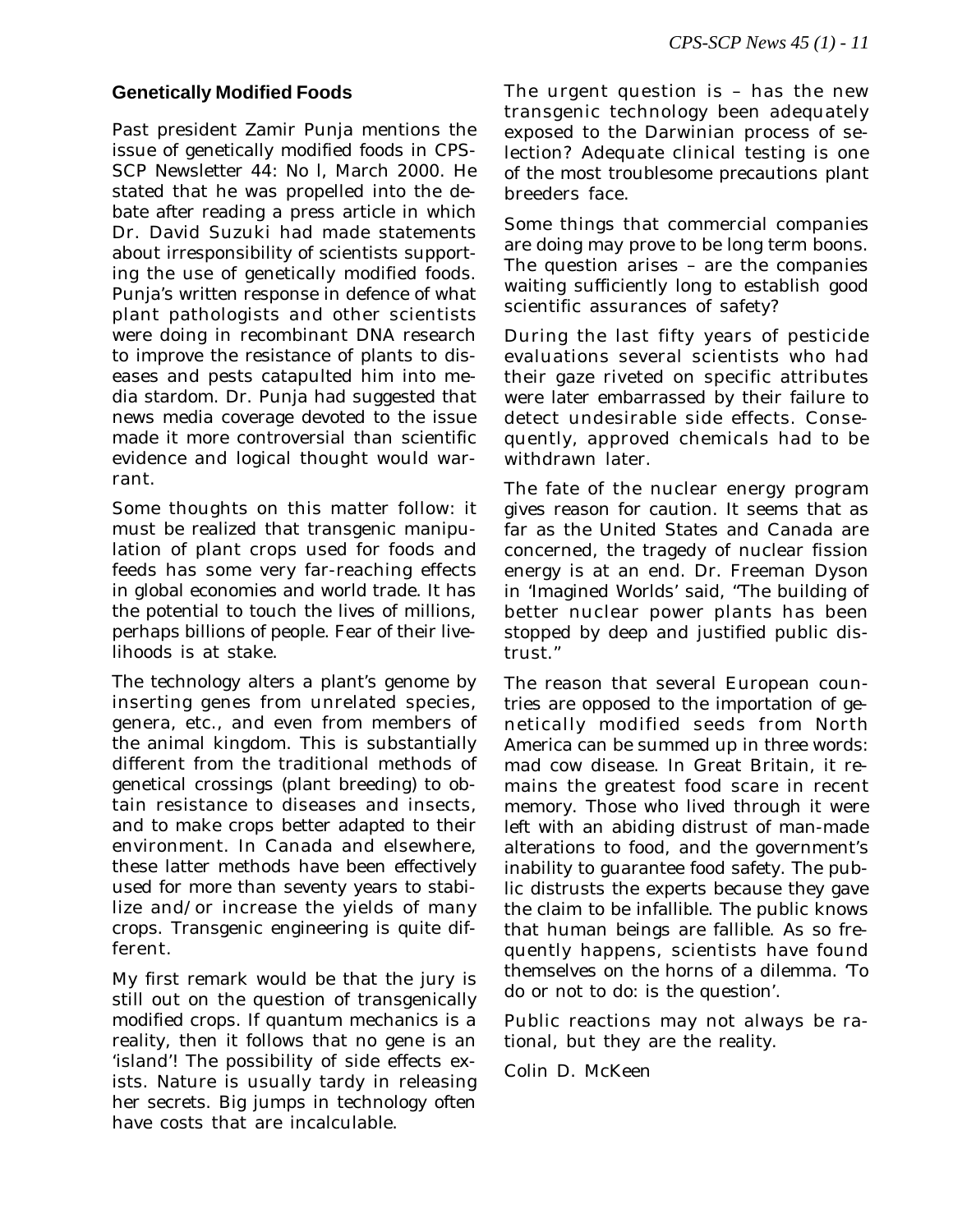## Genetically Modified Foods

Past president Zamir Punja mentions the issue of genetically modified foods in CPS-SCP Newsletter 44: No l, March 2000. He stated that he was propelled into the debate after reading a press article in which Dr. David Suzuki had made statements about irresponsibility of scientists supporting the use of genetically modified foods. Punja's written response in defence of what plant pathologists and other scientists were doing in recombinant DNA research to improve the resistance of plants to diseases and pests catapulted him into media stardom. Dr. Punja had suggested that news media coverage devoted to the issue made it more controversial than scientific evidence and logical thought would warrant.

Some thoughts on this matter follow: it must be realized that transgenic manipulation of plant crops used for foods and feeds has some very far-reaching effects in global economies and world trade. It has the potential to touch the lives of millions, perhaps billions of people. Fear of their livelihoods is at stake.

The technology alters a plant's genome by inserting genes from unrelated species, genera, etc., and even from members of the animal kingdom. This is substantially different from the traditional methods of genetical crossings (plant breeding) to obtain resistance to diseases and insects, and to make crops better adapted to their environment. In Canada and elsewhere, these latter methods have been effectively used for more than seventy years to stabilize and/or increase the yields of many crops. Transgenic engineering is quite different.

My first remark would be that the jury is still out on the question of transgenically modified crops. If quantum mechanics is a reality, then it follows that no gene is an 'island'! The possibility of side effects exists. Nature is usually tardy in releasing her secrets. Big jumps in technology often have costs that are incalculable.

The urgent question is – has the new transgenic technology been adequately exposed to the Darwinian process of selection? Adequate clinical testing is one of the most troublesome precautions plant breeders face.

Some things that commercial companies are doing may prove to be long term boons. The question arises – are the companies waiting sufficiently long to establish good scientific assurances of safety?

During the last fifty years of pesticide evaluations several scientists who had their gaze riveted on specific attributes were later embarrassed by their failure to detect undesirable side effects. Consequently, approved chemicals had to be withdrawn later.

The fate of the nuclear energy program gives reason for caution. It seems that as far as the United States and Canada are concerned, the tragedy of nuclear fission energy is at an end. Dr. Freeman Dyson in 'Imagined Worlds' said, "The building of better nuclear power plants has been stopped by deep and justified public distrust."

The reason that several European countries are opposed to the importation of genetically modified seeds from North America can be summed up in three words: mad cow disease. In Great Britain, it remains the greatest food scare in recent memory. Those who lived through it were left with an abiding distrust of man-made alterations to food, and the government's inability to guarantee food safety. The public distrusts the experts because they gave the claim to be infallible. The public knows that human beings are fallible. As so frequently happens, scientists have found themselves on the horns of a dilemma. 'To do or not to do: is the question'.

Public reactions may not always be rational, but they are the reality.

Colin D. McKeen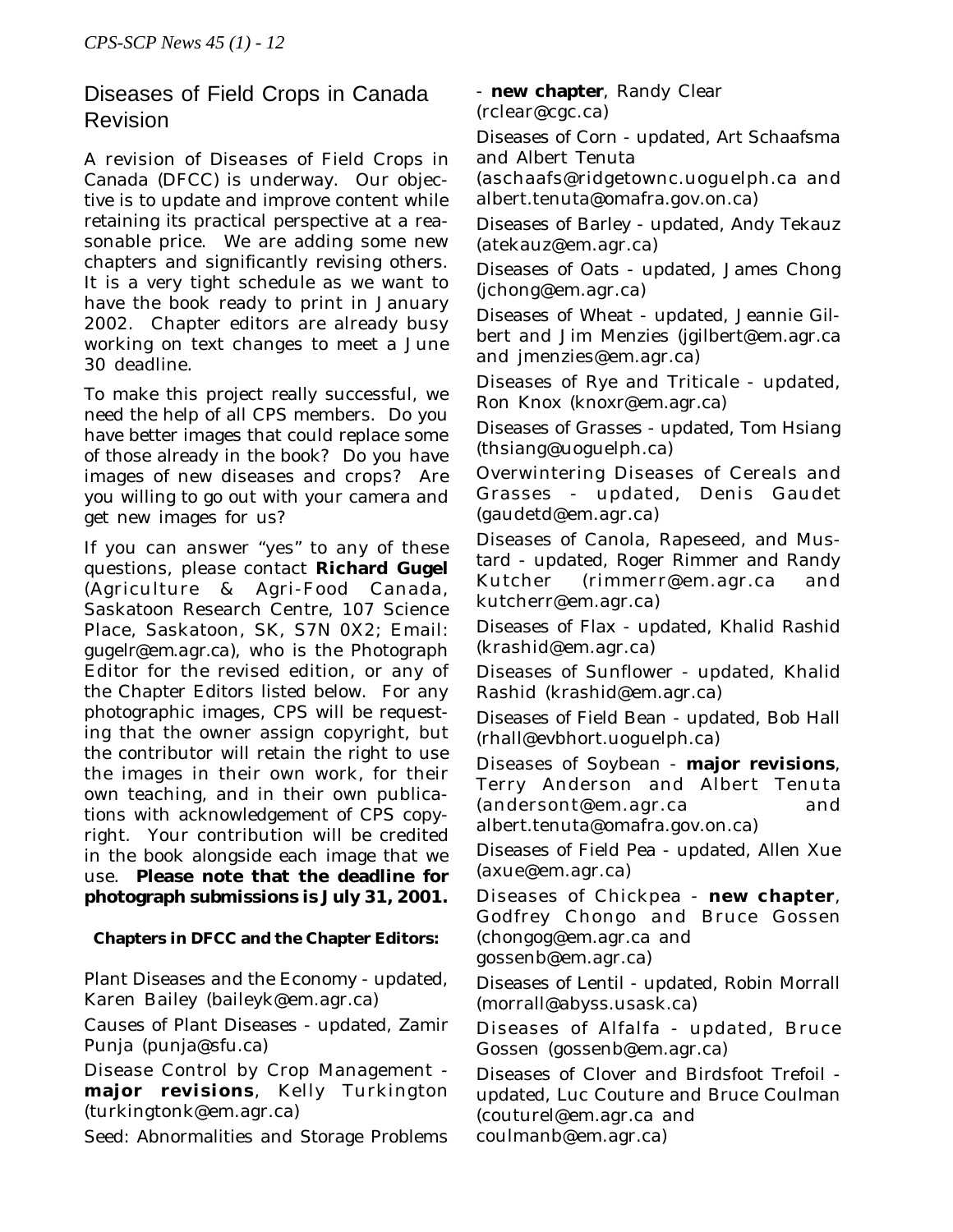## Diseases of Field Crops in Canada Revision

A revision of Diseases of Field Crops in Canada (DFCC) is underway. Our objective is to update and improve content while retaining its practical perspective at a reasonable price. We are adding some new chapters and significantly revising others. It is a very tight schedule as we want to have the book ready to print in January 2002. Chapter editors are already busy working on text changes to meet a June 30 deadline.

To make this project really successful, we need the help of all CPS members. Do you have better images that could replace some of those already in the book? Do you have images of new diseases and crops? Are you willing to go out with your camera and get new images for us?

If you can answer "yes" to any of these questions, please contact **Richard Gugel** (Agriculture & Agri-Food Canada, Saskatoon Research Centre, 107 Science Place, Saskatoon, SK, S7N 0X2; Email: gugelr@em.agr.ca), who is the Photograph Editor for the revised edition, or any of the Chapter Editors listed below. For any photographic images, CPS will be requesting that the owner assign copyright, but the contributor will retain the right to use the images in their own work, for their own teaching, and in their own publications with acknowledgement of CPS copyright. Your contribution will be credited in the book alongside each image that we use. **Please note that the deadline for photograph submissions is July 31, 2001.**

**Chapters in DFCC and the Chapter Editors:**

Plant Diseases and the Economy - updated, Karen Bailey (baileyk@em.agr.ca)

Causes of Plant Diseases - updated, Zamir Punja (punja@sfu.ca)

Disease Control by Crop Management - **major revisions**, Kelly Turkington (turkingtonk@em.agr.ca)

Seed: Abnormalities and Storage Problems - **new chapter**, Randy Clear (rclear@cgc.ca)

Diseases of Corn - updated, Art Schaafsma and Albert Tenuta (aschaafs@ridgetownc.uoguelph.ca and albert.tenuta@omafra.gov.on.ca)

Diseases of Barley - updated, Andy Tekauz (atekauz@em.agr.ca)

Diseases of Oats - updated, James Chong (jchong@em.agr.ca)

Diseases of Wheat - updated, Jeannie Gilbert and Jim Menzies (jgilbert@em.agr.ca and jmenzies@em.agr.ca)

Diseases of Rye and Triticale - updated, Ron Knox (knoxr@em.agr.ca)

Diseases of Grasses - updated, Tom Hsiang (thsiang@uoguelph.ca)

Overwintering Diseases of Cereals and Grasses - updated, Denis Gaudet (gaudetd@em.agr.ca)

Diseases of Canola, Rapeseed, and Mustard - updated, Roger Rimmer and Randy Kutcher (rimmerr@em.agr.ca and kutcherr@em.agr.ca)

Diseases of Flax - updated, Khalid Rashid (krashid@em.agr.ca)

Diseases of Sunflower - updated, Khalid Rashid (krashid@em.agr.ca)

Diseases of Field Bean - updated, Bob Hall (rhall@evbhort.uoguelph.ca)

Diseases of Soybean - **major revisions**, Terry Anderson and Albert Tenuta (andersont@em.agr.ca and albert.tenuta@omafra.gov.on.ca)

Diseases of Field Pea - updated, Allen Xue (axue@em.agr.ca)

Diseases of Chickpea - **new chapter**, Godfrey Chongo and Bruce Gossen (chongog@em.agr.ca and gossenb@em.agr.ca)

Diseases of Lentil - updated, Robin Morrall (morrall@abyss.usask.ca)

Diseases of Alfalfa - updated, Bruce Gossen (gossenb@em.agr.ca)

Diseases of Clover and Birdsfoot Trefoil - updated, Luc Couture and Bruce Coulman (couturel@em.agr.ca and coulmanb@em.agr.ca)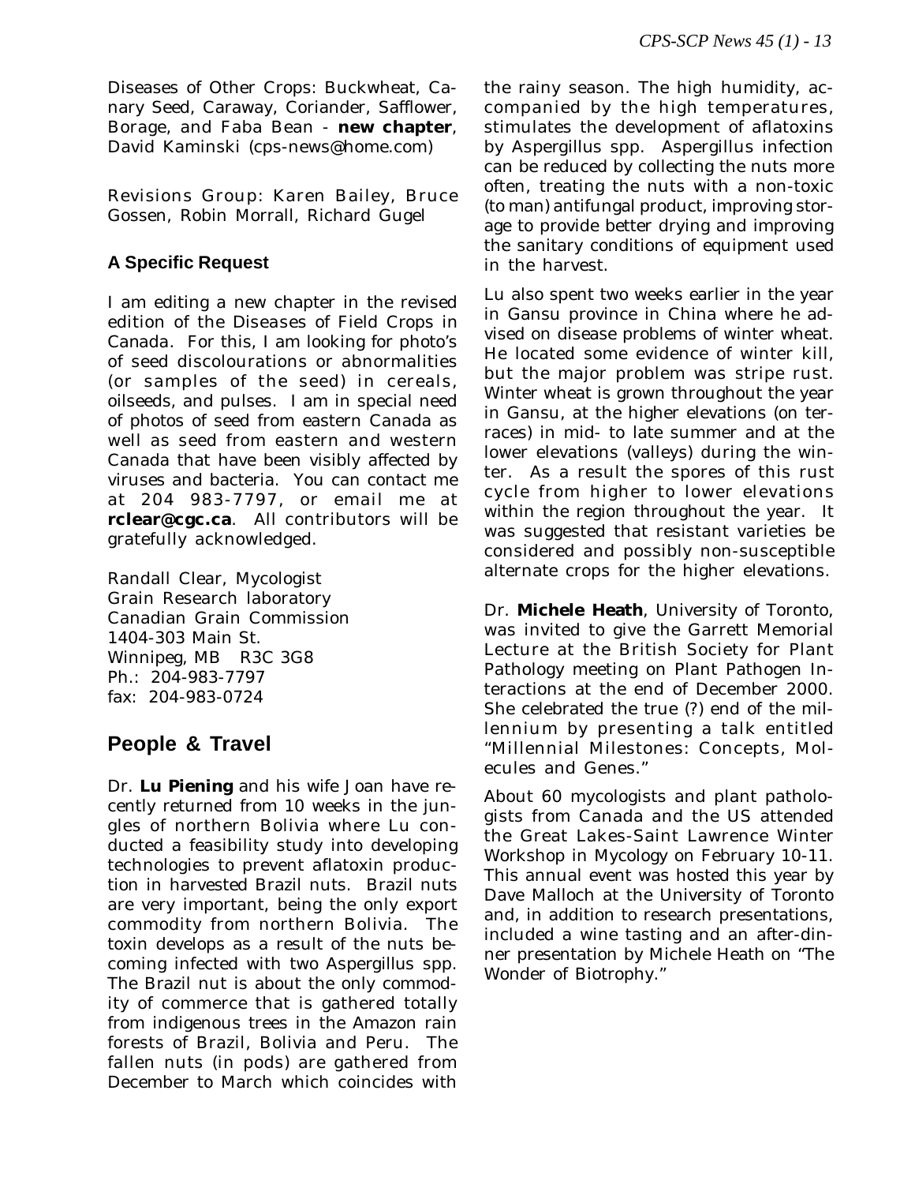Diseases of Other Crops: Buckwheat, Canary Seed, Caraway, Coriander, Safflower, Borage, and Faba Bean - **new chapter**, David Kaminski (cps-news@home.com)

Revisions Group: Karen Bailey, Bruce Gossen, Robin Morrall, Richard Gugel

### A Specific Request

I am editing a new chapter in the revised edition of the Diseases of Field Crops in Canada. For this, I am looking for photo's of seed discolourations or abnormalities (or samples of the seed) in cereals, oilseeds, and pulses. I am in special need of photos of seed from eastern Canada as well as seed from eastern and western Canada that have been visibly affected by viruses and bacteria. You can contact me at 204 983-7797, or email me at **rclear@cgc.ca**. All contributors will be gratefully acknowledged.

Randall Clear, Mycologist
Grain Research laboratory
Canadian Grain Commission
1404-303 Main St.
Winnipeg, MB R3C 3G8
Ph.: 204-983-7797
fax: 204-983-0724

## People & Travel

Dr. **Lu Piening** and his wife Joan have recently returned from 10 weeks in the jungles of northern Bolivia where Lu conducted a feasibility study into developing technologies to prevent aflatoxin production in harvested Brazil nuts. Brazil nuts are very important, being the only export commodity from northern Bolivia. The toxin develops as a result of the nuts becoming infected with two Aspergillus spp. The Brazil nut is about the only commodity of commerce that is gathered totally from indigenous trees in the Amazon rain forests of Brazil, Bolivia and Peru. The fallen nuts (in pods) are gathered from December to March which coincides with the rainy season. The high humidity, accompanied by the high temperatures, stimulates the development of aflatoxins by Aspergillus spp. Aspergillus infection can be reduced by collecting the nuts more often, treating the nuts with a non-toxic (to man) antifungal product, improving storage to provide better drying and improving the sanitary conditions of equipment used in the harvest.

Lu also spent two weeks earlier in the year in Gansu province in China where he advised on disease problems of winter wheat. He located some evidence of winter kill, but the major problem was stripe rust. Winter wheat is grown throughout the year in Gansu, at the higher elevations (on terraces) in mid- to late summer and at the lower elevations (valleys) during the winter. As a result the spores of this rust cycle from higher to lower elevations within the region throughout the year. It was suggested that resistant varieties be considered and possibly non-susceptible alternate crops for the higher elevations.

Dr. **Michele Heath**, University of Toronto, was invited to give the Garrett Memorial Lecture at the British Society for Plant Pathology meeting on Plant Pathogen Interactions at the end of December 2000. She celebrated the true (?) end of the millennium by presenting a talk entitled "Millennial Milestones: Concepts, Molecules and Genes."

About 60 mycologists and plant pathologists from Canada and the US attended the Great Lakes-Saint Lawrence Winter Workshop in Mycology on February 10-11. This annual event was hosted this year by Dave Malloch at the University of Toronto and, in addition to research presentations, included a wine tasting and an after-dinner presentation by Michele Heath on "The Wonder of Biotrophy."